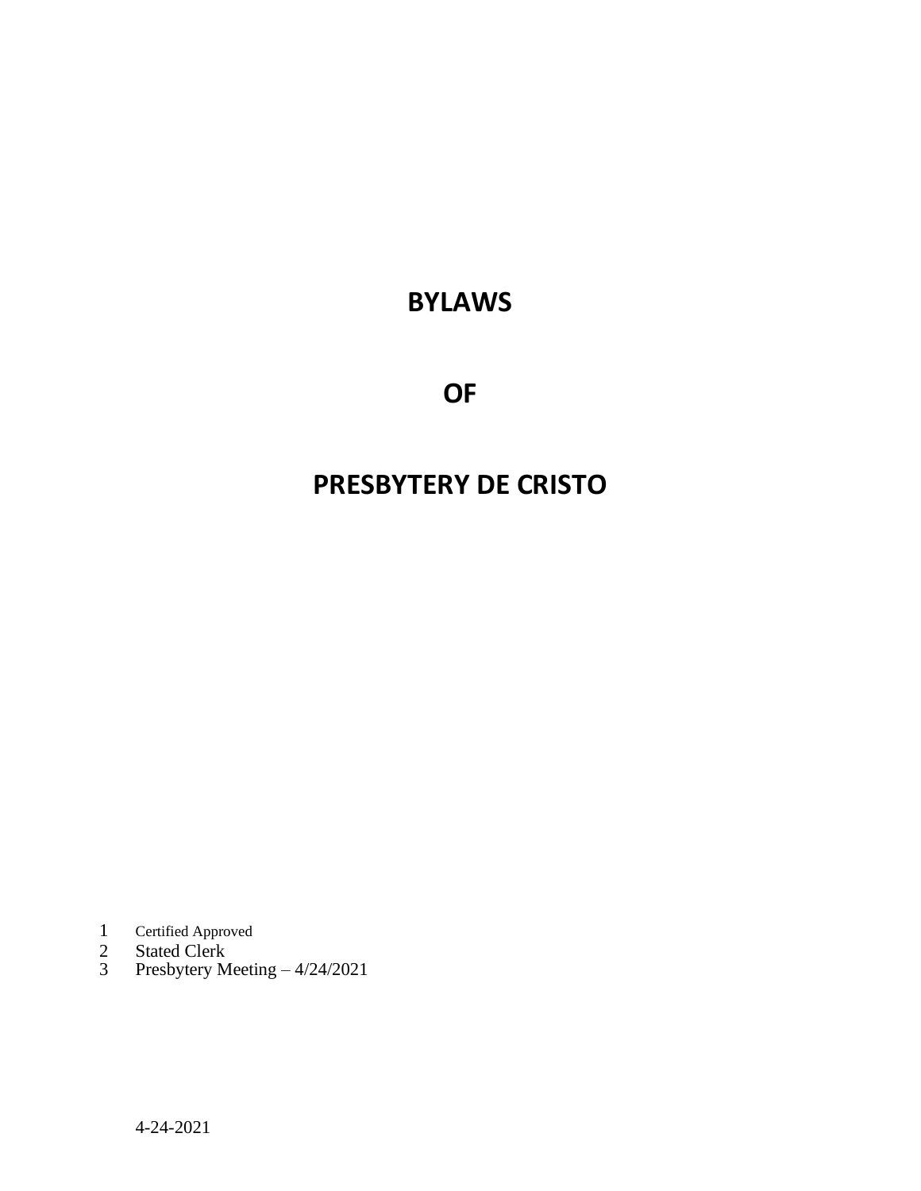# BYLAWS

# OF

# PRESBYTERY DE CRISTO

1 Certified Approved
2 Stated Clerk
3 Presbytery Meeting – 4/24/2021

4-24-2021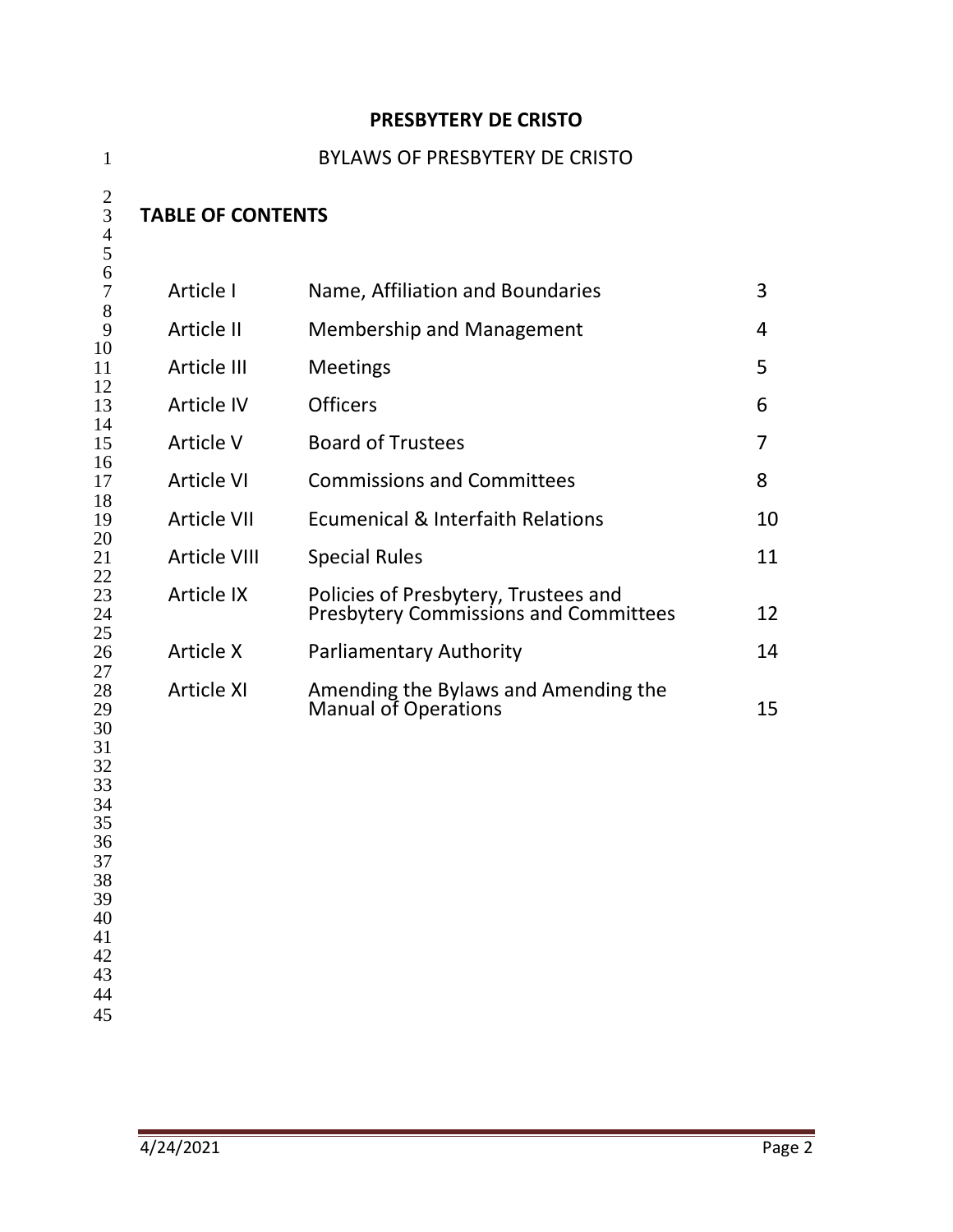**PRESBYTERY DE CRISTO**

BYLAWS OF PRESBYTERY DE CRISTO

## TABLE OF CONTENTS

| | | |
|---|---|---|
| Article I | Name, Affiliation and Boundaries | 3 |
| Article II | Membership and Management | 4 |
| Article III | Meetings | 5 |
| Article IV | Officers | 6 |
| Article V | Board of Trustees | 7 |
| Article VI | Commissions and Committees | 8 |
| Article VII | Ecumenical & Interfaith Relations | 10 |
| Article VIII | Special Rules | 11 |
| Article IX | Policies of Presbytery, Trustees and Presbytery Commissions and Committees | 12 |
| Article X | Parliamentary Authority | 14 |
| Article XI | Amending the Bylaws and Amending the Manual of Operations | 15 |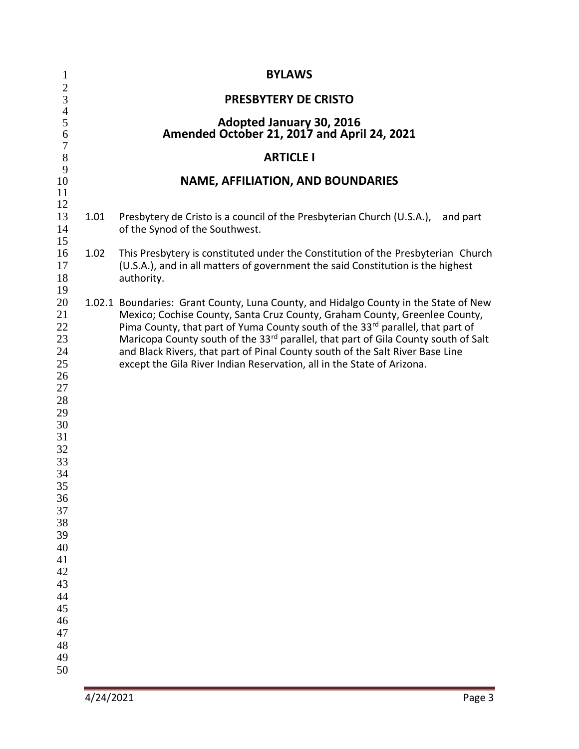# BYLAWS

# PRESBYTERY DE CRISTO

**Adopted January 30, 2016**
**Amended October 21, 2017 and April 24, 2021**

## ARTICLE I

## NAME, AFFILIATION, AND BOUNDARIES

1.01 Presbytery de Cristo is a council of the Presbyterian Church (U.S.A.), and part of the Synod of the Southwest.

1.02 This Presbytery is constituted under the Constitution of the Presbyterian Church (U.S.A.), and in all matters of government the said Constitution is the highest authority.

1.02.1 Boundaries: Grant County, Luna County, and Hidalgo County in the State of New Mexico; Cochise County, Santa Cruz County, Graham County, Greenlee County, Pima County, that part of Yuma County south of the 33rd parallel, that part of Maricopa County south of the 33rd parallel, that part of Gila County south of Salt and Black Rivers, that part of Pinal County south of the Salt River Base Line except the Gila River Indian Reservation, all in the State of Arizona.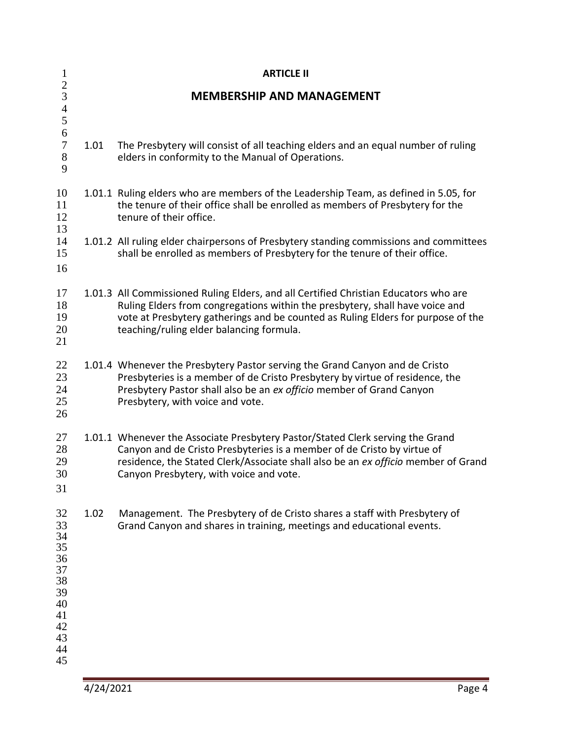**ARTICLE II**

## MEMBERSHIP AND MANAGEMENT

1.01 The Presbytery will consist of all teaching elders and an equal number of ruling elders in conformity to the Manual of Operations.

1.01.1 Ruling elders who are members of the Leadership Team, as defined in 5.05, for the tenure of their office shall be enrolled as members of Presbytery for the tenure of their office.

1.01.2 All ruling elder chairpersons of Presbytery standing commissions and committees shall be enrolled as members of Presbytery for the tenure of their office.

1.01.3 All Commissioned Ruling Elders, and all Certified Christian Educators who are Ruling Elders from congregations within the presbytery, shall have voice and vote at Presbytery gatherings and be counted as Ruling Elders for purpose of the teaching/ruling elder balancing formula.

1.01.4 Whenever the Presbytery Pastor serving the Grand Canyon and de Cristo Presbyteries is a member of de Cristo Presbytery by virtue of residence, the Presbytery Pastor shall also be an *ex officio* member of Grand Canyon Presbytery, with voice and vote.

1.01.1 Whenever the Associate Presbytery Pastor/Stated Clerk serving the Grand Canyon and de Cristo Presbyteries is a member of de Cristo by virtue of residence, the Stated Clerk/Associate shall also be an *ex officio* member of Grand Canyon Presbytery, with voice and vote.

1.02 Management. The Presbytery of de Cristo shares a staff with Presbytery of Grand Canyon and shares in training, meetings and educational events.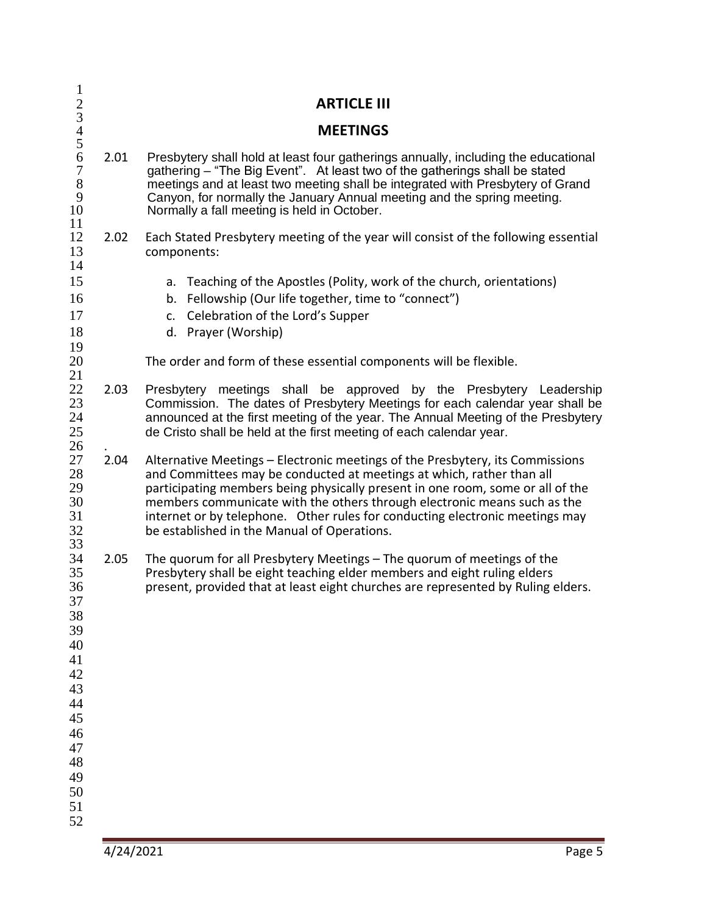# ARTICLE III

## MEETINGS

2.01 Presbytery shall hold at least four gatherings annually, including the educational gathering – "The Big Event". At least two of the gatherings shall be stated meetings and at least two meeting shall be integrated with Presbytery of Grand Canyon, for normally the January Annual meeting and the spring meeting. Normally a fall meeting is held in October.

2.02 Each Stated Presbytery meeting of the year will consist of the following essential components:

a. Teaching of the Apostles (Polity, work of the church, orientations)
b. Fellowship (Our life together, time to "connect")
c. Celebration of the Lord's Supper
d. Prayer (Worship)

The order and form of these essential components will be flexible.

2.03 Presbytery meetings shall be approved by the Presbytery Leadership Commission. The dates of Presbytery Meetings for each calendar year shall be announced at the first meeting of the year. The Annual Meeting of the Presbytery de Cristo shall be held at the first meeting of each calendar year.

2.04 Alternative Meetings – Electronic meetings of the Presbytery, its Commissions and Committees may be conducted at meetings at which, rather than all participating members being physically present in one room, some or all of the members communicate with the others through electronic means such as the internet or by telephone. Other rules for conducting electronic meetings may be established in the Manual of Operations.

2.05 The quorum for all Presbytery Meetings – The quorum of meetings of the Presbytery shall be eight teaching elder members and eight ruling elders present, provided that at least eight churches are represented by Ruling elders.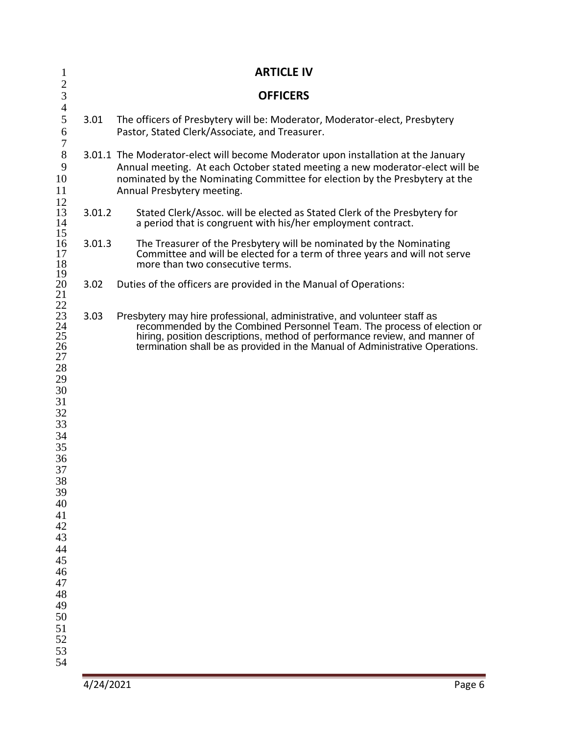# ARTICLE IV

## OFFICERS

3.01 The officers of Presbytery will be: Moderator, Moderator-elect, Presbytery Pastor, Stated Clerk/Associate, and Treasurer.

3.01.1 The Moderator-elect will become Moderator upon installation at the January Annual meeting. At each October stated meeting a new moderator-elect will be nominated by the Nominating Committee for election by the Presbytery at the Annual Presbytery meeting.

3.01.2 Stated Clerk/Assoc. will be elected as Stated Clerk of the Presbytery for a period that is congruent with his/her employment contract.

3.01.3 The Treasurer of the Presbytery will be nominated by the Nominating Committee and will be elected for a term of three years and will not serve more than two consecutive terms.

3.02 Duties of the officers are provided in the Manual of Operations:

3.03 Presbytery may hire professional, administrative, and volunteer staff as recommended by the Combined Personnel Team. The process of election or hiring, position descriptions, method of performance review, and manner of termination shall be as provided in the Manual of Administrative Operations.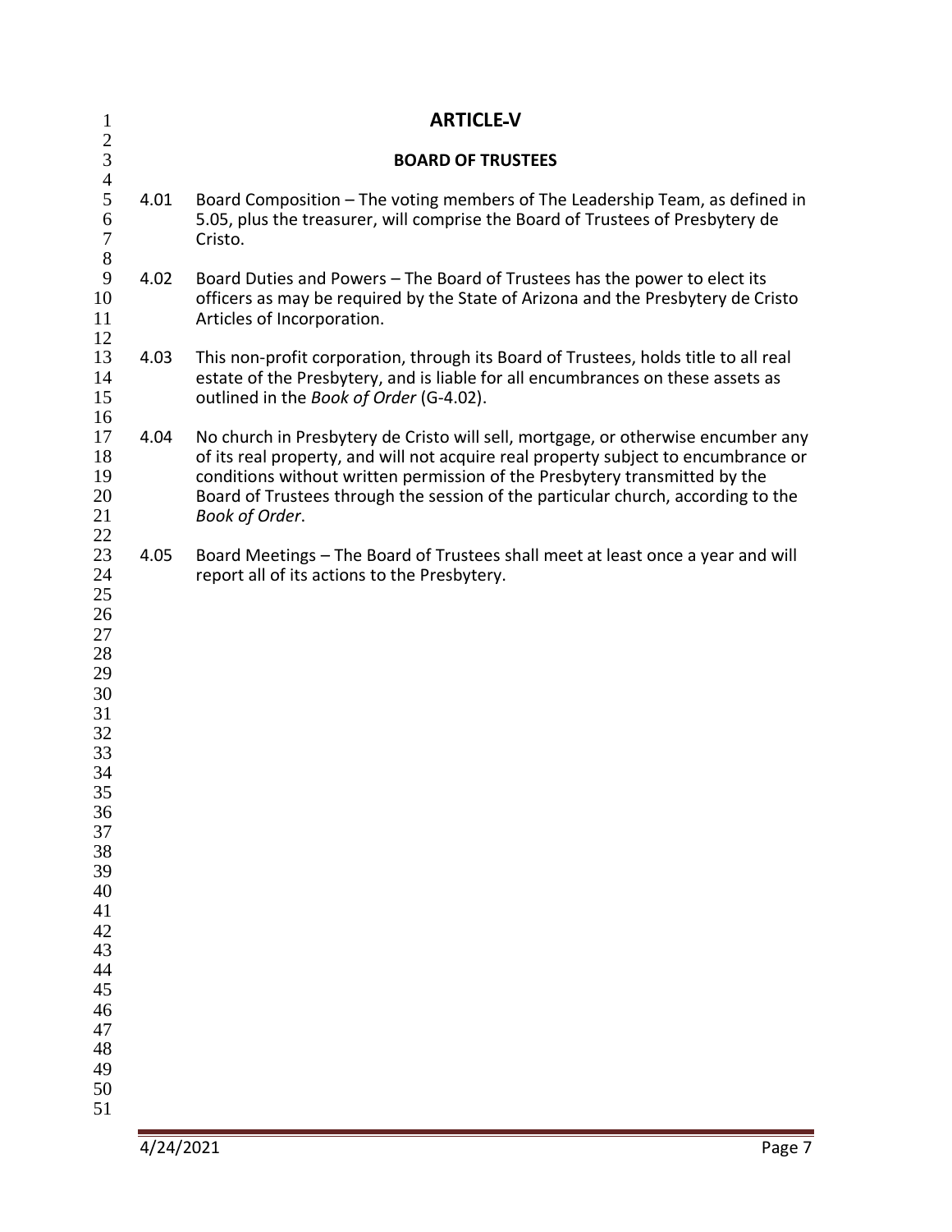# ARTICLE-V

## BOARD OF TRUSTEES

4.01 Board Composition – The voting members of The Leadership Team, as defined in 5.05, plus the treasurer, will comprise the Board of Trustees of Presbytery de Cristo.

4.02 Board Duties and Powers – The Board of Trustees has the power to elect its officers as may be required by the State of Arizona and the Presbytery de Cristo Articles of Incorporation.

4.03 This non-profit corporation, through its Board of Trustees, holds title to all real estate of the Presbytery, and is liable for all encumbrances on these assets as outlined in the *Book of Order* (G-4.02).

4.04 No church in Presbytery de Cristo will sell, mortgage, or otherwise encumber any of its real property, and will not acquire real property subject to encumbrance or conditions without written permission of the Presbytery transmitted by the Board of Trustees through the session of the particular church, according to the *Book of Order*.

4.05 Board Meetings – The Board of Trustees shall meet at least once a year and will report all of its actions to the Presbytery.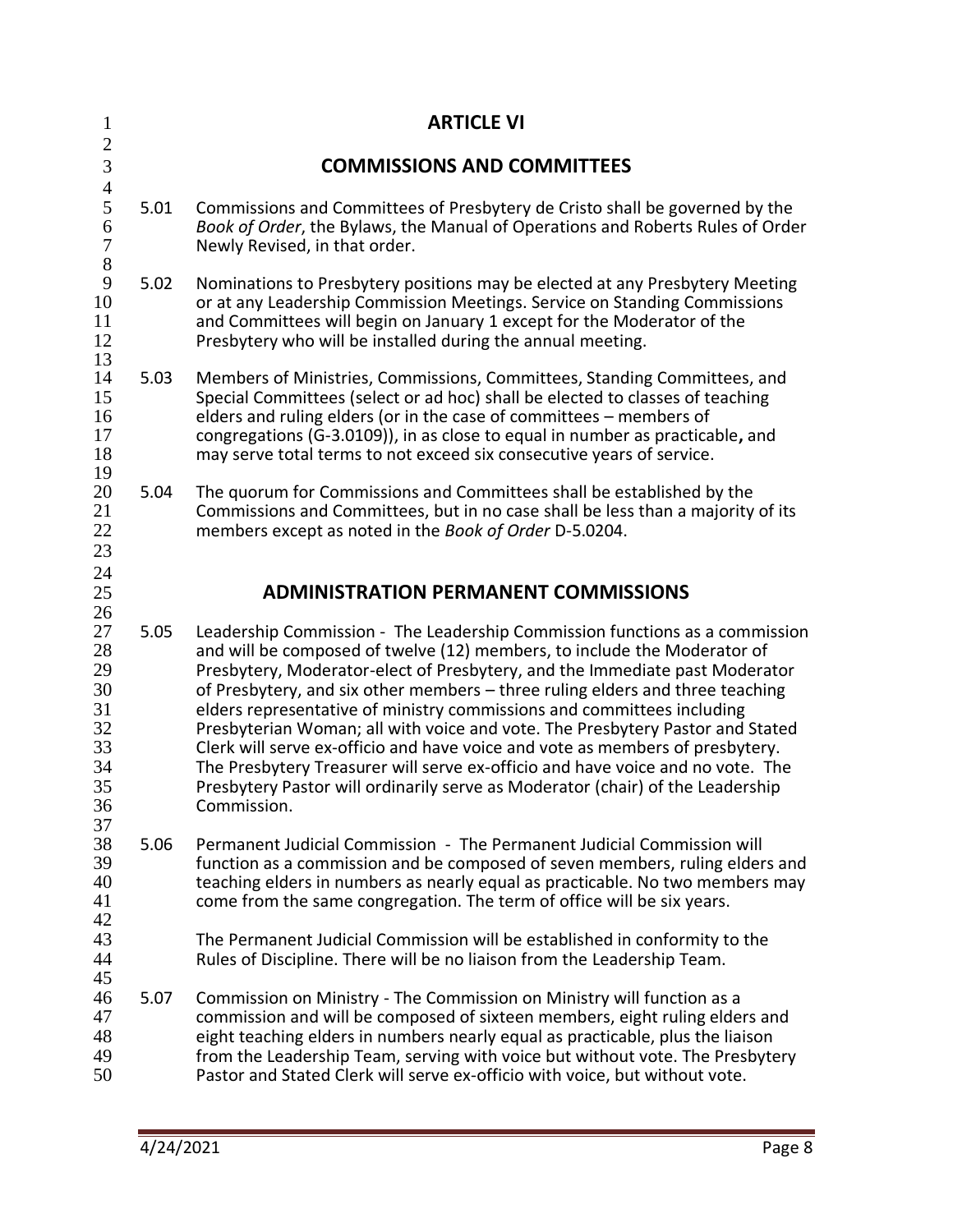# ARTICLE VI

## COMMISSIONS AND COMMITTEES

5.01 Commissions and Committees of Presbytery de Cristo shall be governed by the *Book of Order*, the Bylaws, the Manual of Operations and Roberts Rules of Order Newly Revised, in that order.

5.02 Nominations to Presbytery positions may be elected at any Presbytery Meeting or at any Leadership Commission Meetings. Service on Standing Commissions and Committees will begin on January 1 except for the Moderator of the Presbytery who will be installed during the annual meeting.

5.03 Members of Ministries, Commissions, Committees, Standing Committees, and Special Committees (select or ad hoc) shall be elected to classes of teaching elders and ruling elders (or in the case of committees – members of congregations (G-3.0109)), in as close to equal in number as practicable**,** and may serve total terms to not exceed six consecutive years of service.

5.04 The quorum for Commissions and Committees shall be established by the Commissions and Committees, but in no case shall be less than a majority of its members except as noted in the *Book of Order* D-5.0204.

## ADMINISTRATION PERMANENT COMMISSIONS

5.05 Leadership Commission - The Leadership Commission functions as a commission and will be composed of twelve (12) members, to include the Moderator of Presbytery, Moderator-elect of Presbytery, and the Immediate past Moderator of Presbytery, and six other members – three ruling elders and three teaching elders representative of ministry commissions and committees including Presbyterian Woman; all with voice and vote. The Presbytery Pastor and Stated Clerk will serve ex-officio and have voice and vote as members of presbytery. The Presbytery Treasurer will serve ex-officio and have voice and no vote. The Presbytery Pastor will ordinarily serve as Moderator (chair) of the Leadership Commission.

5.06 Permanent Judicial Commission - The Permanent Judicial Commission will function as a commission and be composed of seven members, ruling elders and teaching elders in numbers as nearly equal as practicable. No two members may come from the same congregation. The term of office will be six years.

The Permanent Judicial Commission will be established in conformity to the Rules of Discipline. There will be no liaison from the Leadership Team.

5.07 Commission on Ministry - The Commission on Ministry will function as a commission and will be composed of sixteen members, eight ruling elders and eight teaching elders in numbers nearly equal as practicable, plus the liaison from the Leadership Team, serving with voice but without vote. The Presbytery Pastor and Stated Clerk will serve ex-officio with voice, but without vote.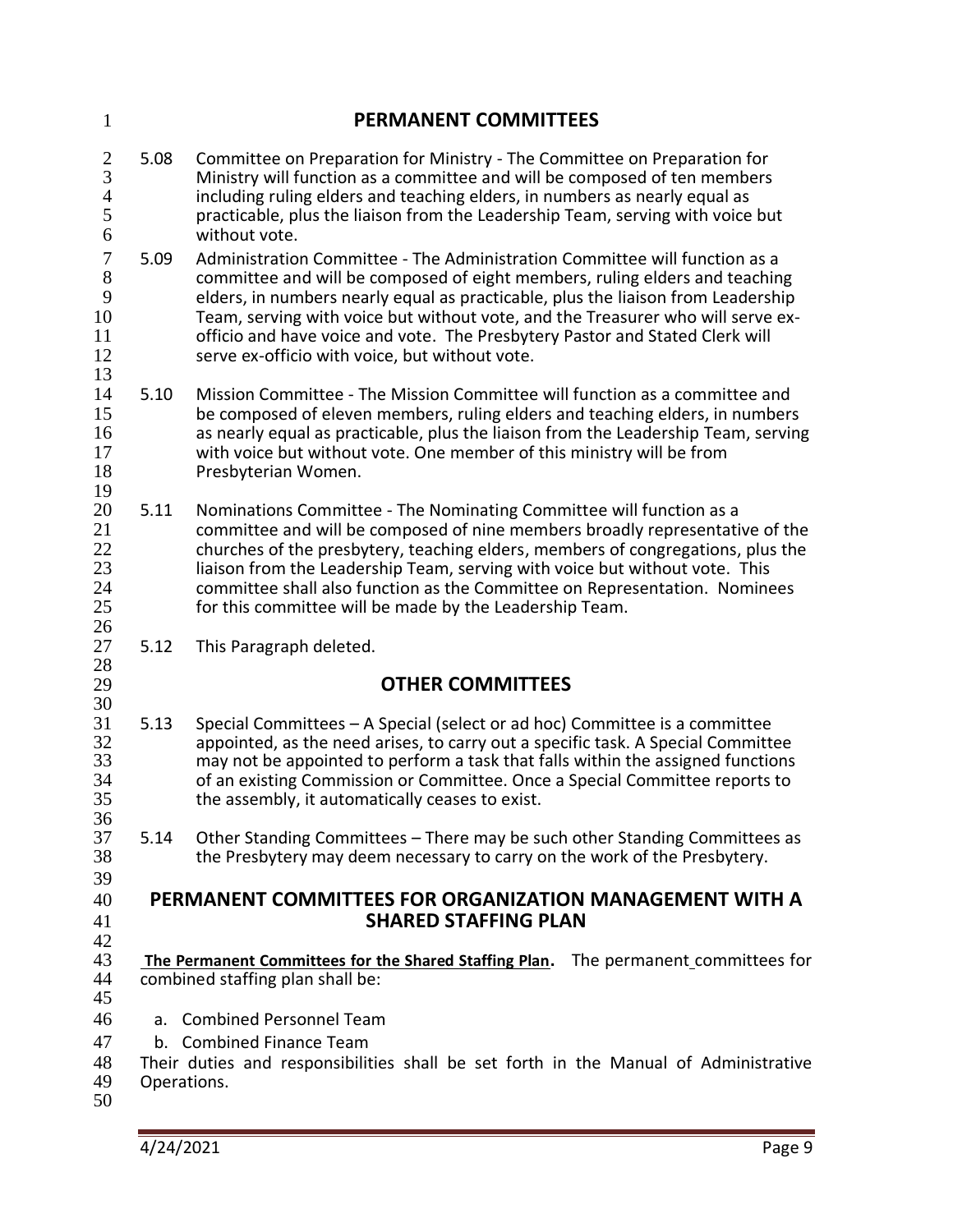## PERMANENT COMMITTEES

5.08 Committee on Preparation for Ministry - The Committee on Preparation for Ministry will function as a committee and will be composed of ten members including ruling elders and teaching elders, in numbers as nearly equal as practicable, plus the liaison from the Leadership Team, serving with voice but without vote.

5.09 Administration Committee - The Administration Committee will function as a committee and will be composed of eight members, ruling elders and teaching elders, in numbers nearly equal as practicable, plus the liaison from Leadership Team, serving with voice but without vote, and the Treasurer who will serve ex-officio and have voice and vote. The Presbytery Pastor and Stated Clerk will serve ex-officio with voice, but without vote.

5.10 Mission Committee - The Mission Committee will function as a committee and be composed of eleven members, ruling elders and teaching elders, in numbers as nearly equal as practicable, plus the liaison from the Leadership Team, serving with voice but without vote. One member of this ministry will be from Presbyterian Women.

5.11 Nominations Committee - The Nominating Committee will function as a committee and will be composed of nine members broadly representative of the churches of the presbytery, teaching elders, members of congregations, plus the liaison from the Leadership Team, serving with voice but without vote. This committee shall also function as the Committee on Representation. Nominees for this committee will be made by the Leadership Team.

5.12 This Paragraph deleted.

## OTHER COMMITTEES

5.13 Special Committees – A Special (select or ad hoc) Committee is a committee appointed, as the need arises, to carry out a specific task. A Special Committee may not be appointed to perform a task that falls within the assigned functions of an existing Commission or Committee. Once a Special Committee reports to the assembly, it automatically ceases to exist.

5.14 Other Standing Committees – There may be such other Standing Committees as the Presbytery may deem necessary to carry on the work of the Presbytery.

## PERMANENT COMMITTEES FOR ORGANIZATION MANAGEMENT WITH A SHARED STAFFING PLAN

**The Permanent Committees for the Shared Staffing Plan.** The permanent committees for combined staffing plan shall be:

a. Combined Personnel Team
b. Combined Finance Team

Their duties and responsibilities shall be set forth in the Manual of Administrative Operations.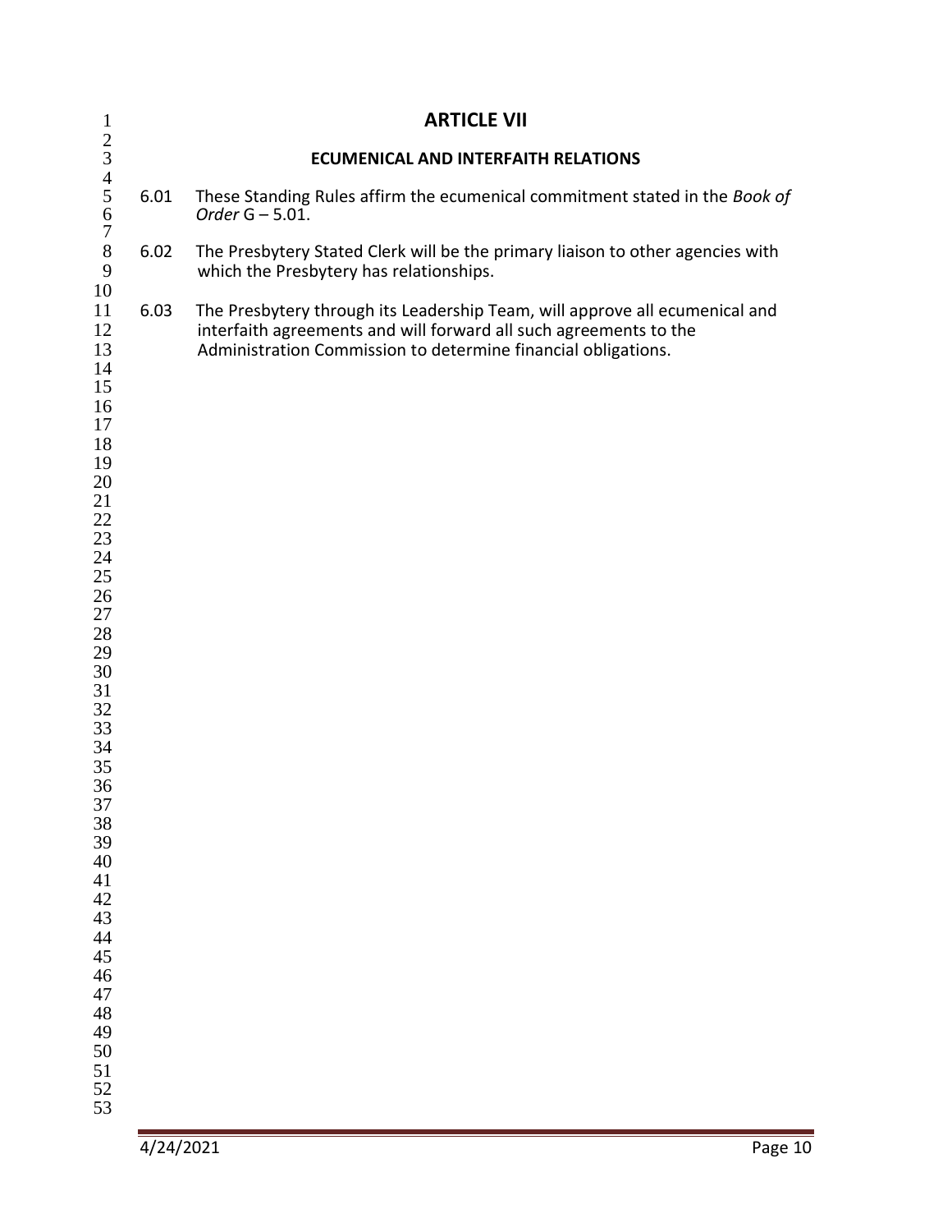# ARTICLE VII

## ECUMENICAL AND INTERFAITH RELATIONS

6.01 These Standing Rules affirm the ecumenical commitment stated in the *Book of Order* G – 5.01.

6.02 The Presbytery Stated Clerk will be the primary liaison to other agencies with which the Presbytery has relationships.

6.03 The Presbytery through its Leadership Team, will approve all ecumenical and interfaith agreements and will forward all such agreements to the Administration Commission to determine financial obligations.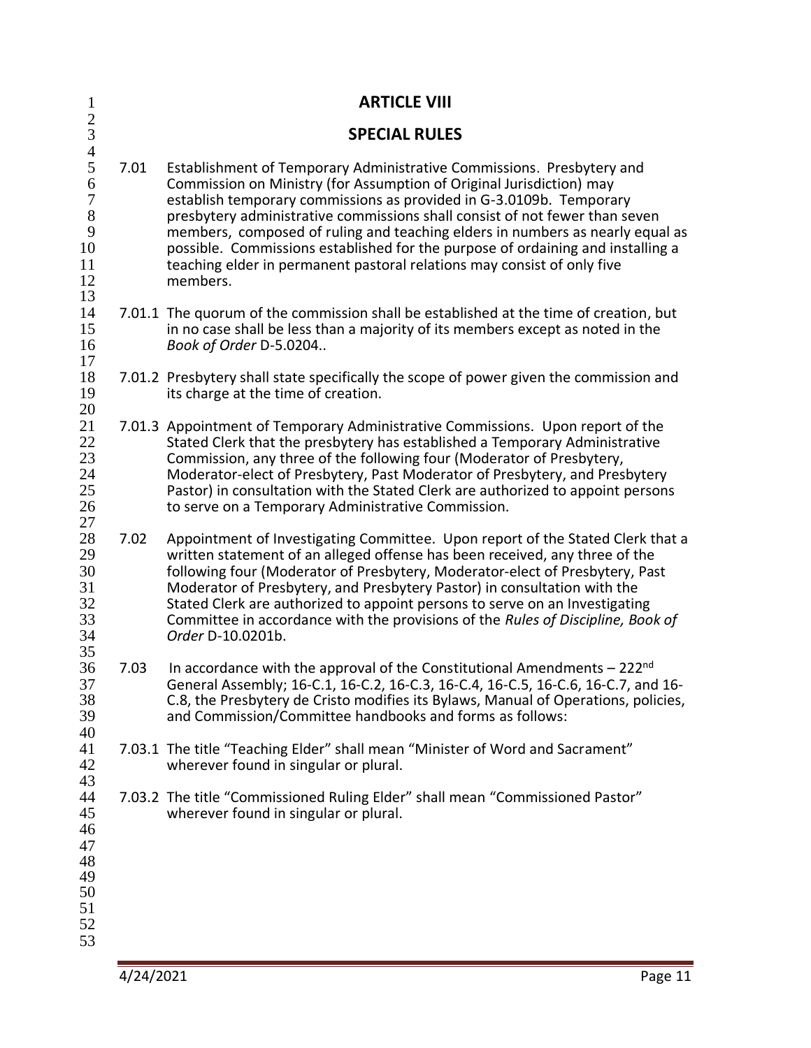# ARTICLE VIII

## SPECIAL RULES

7.01 Establishment of Temporary Administrative Commissions. Presbytery and Commission on Ministry (for Assumption of Original Jurisdiction) may establish temporary commissions as provided in G-3.0109b. Temporary presbytery administrative commissions shall consist of not fewer than seven members, composed of ruling and teaching elders in numbers as nearly equal as possible. Commissions established for the purpose of ordaining and installing a teaching elder in permanent pastoral relations may consist of only five members.

7.01.1 The quorum of the commission shall be established at the time of creation, but in no case shall be less than a majority of its members except as noted in the *Book of Order* D-5.0204..

7.01.2 Presbytery shall state specifically the scope of power given the commission and its charge at the time of creation.

7.01.3 Appointment of Temporary Administrative Commissions. Upon report of the Stated Clerk that the presbytery has established a Temporary Administrative Commission, any three of the following four (Moderator of Presbytery, Moderator-elect of Presbytery, Past Moderator of Presbytery, and Presbytery Pastor) in consultation with the Stated Clerk are authorized to appoint persons to serve on a Temporary Administrative Commission.

7.02 Appointment of Investigating Committee. Upon report of the Stated Clerk that a written statement of an alleged offense has been received, any three of the following four (Moderator of Presbytery, Moderator-elect of Presbytery, Past Moderator of Presbytery, and Presbytery Pastor) in consultation with the Stated Clerk are authorized to appoint persons to serve on an Investigating Committee in accordance with the provisions of the *Rules of Discipline, Book of Order* D-10.0201b.

7.03 In accordance with the approval of the Constitutional Amendments – 222nd General Assembly; 16-C.1, 16-C.2, 16-C.3, 16-C.4, 16-C.5, 16-C.6, 16-C.7, and 16-C.8, the Presbytery de Cristo modifies its Bylaws, Manual of Operations, policies, and Commission/Committee handbooks and forms as follows:

7.03.1 The title "Teaching Elder" shall mean "Minister of Word and Sacrament" wherever found in singular or plural.

7.03.2 The title "Commissioned Ruling Elder" shall mean "Commissioned Pastor" wherever found in singular or plural.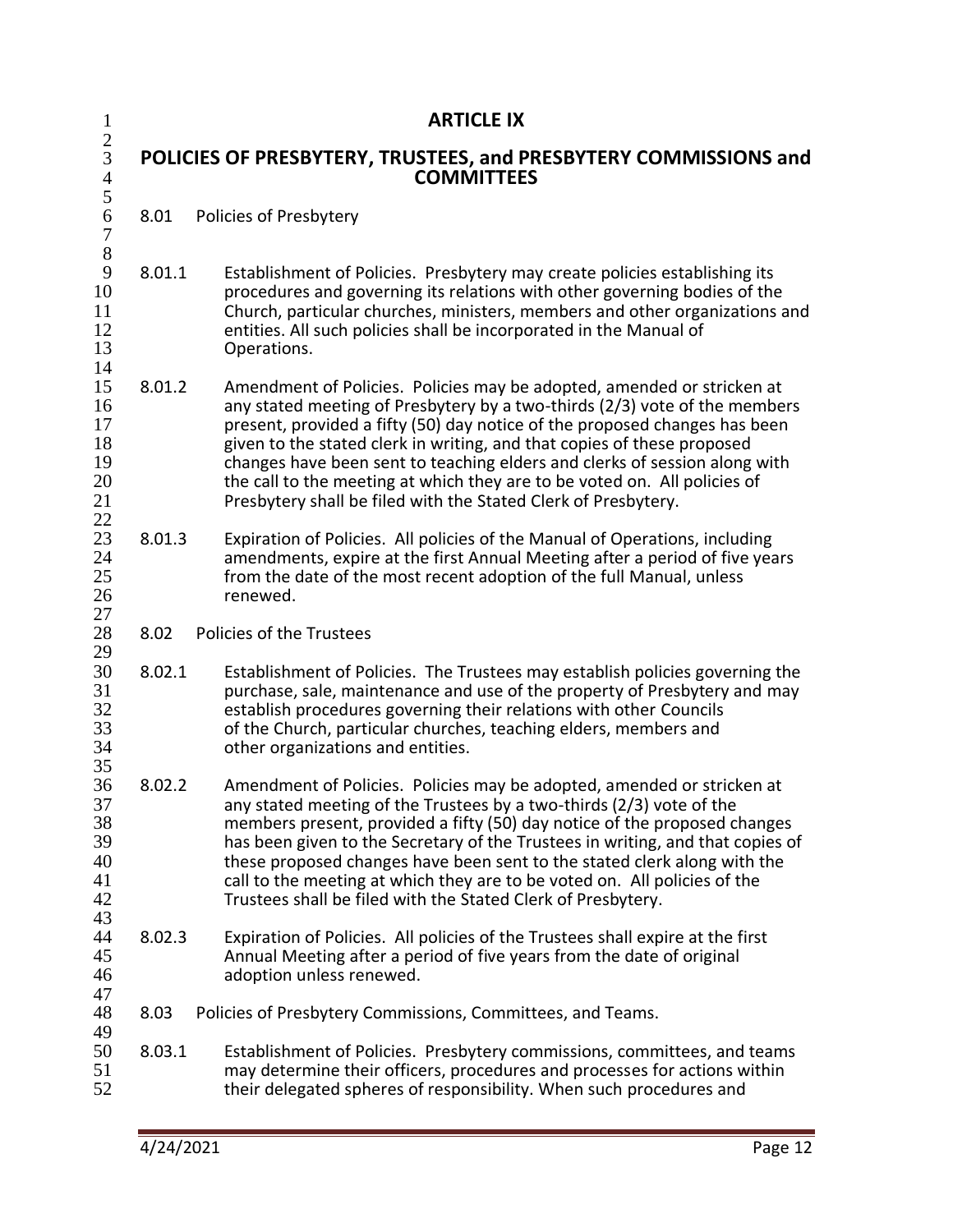# ARTICLE IX

## POLICIES OF PRESBYTERY, TRUSTEES, and PRESBYTERY COMMISSIONS and COMMITTEES

8.01 Policies of Presbytery

8.01.1 Establishment of Policies. Presbytery may create policies establishing its procedures and governing its relations with other governing bodies of the Church, particular churches, ministers, members and other organizations and entities. All such policies shall be incorporated in the Manual of Operations.

8.01.2 Amendment of Policies. Policies may be adopted, amended or stricken at any stated meeting of Presbytery by a two-thirds (2/3) vote of the members present, provided a fifty (50) day notice of the proposed changes has been given to the stated clerk in writing, and that copies of these proposed changes have been sent to teaching elders and clerks of session along with the call to the meeting at which they are to be voted on. All policies of Presbytery shall be filed with the Stated Clerk of Presbytery.

8.01.3 Expiration of Policies. All policies of the Manual of Operations, including amendments, expire at the first Annual Meeting after a period of five years from the date of the most recent adoption of the full Manual, unless renewed.

8.02 Policies of the Trustees

8.02.1 Establishment of Policies. The Trustees may establish policies governing the purchase, sale, maintenance and use of the property of Presbytery and may establish procedures governing their relations with other Councils of the Church, particular churches, teaching elders, members and other organizations and entities.

8.02.2 Amendment of Policies. Policies may be adopted, amended or stricken at any stated meeting of the Trustees by a two-thirds (2/3) vote of the members present, provided a fifty (50) day notice of the proposed changes has been given to the Secretary of the Trustees in writing, and that copies of these proposed changes have been sent to the stated clerk along with the call to the meeting at which they are to be voted on. All policies of the Trustees shall be filed with the Stated Clerk of Presbytery.

8.02.3 Expiration of Policies. All policies of the Trustees shall expire at the first Annual Meeting after a period of five years from the date of original adoption unless renewed.

8.03 Policies of Presbytery Commissions, Committees, and Teams.

8.03.1 Establishment of Policies. Presbytery commissions, committees, and teams may determine their officers, procedures and processes for actions within their delegated spheres of responsibility. When such procedures and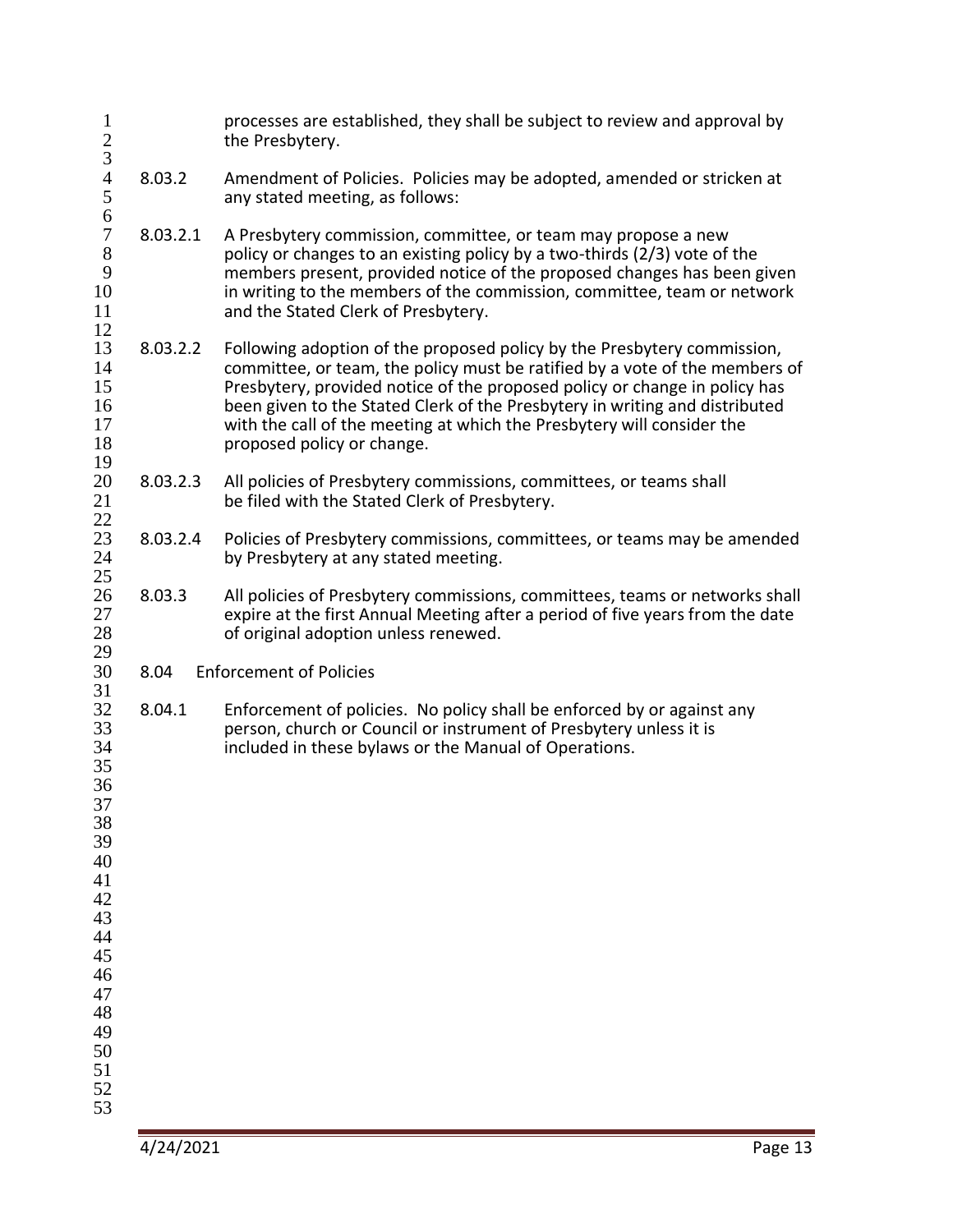processes are established, they shall be subject to review and approval by the Presbytery.

8.03.2 Amendment of Policies. Policies may be adopted, amended or stricken at any stated meeting, as follows:

8.03.2.1 A Presbytery commission, committee, or team may propose a new policy or changes to an existing policy by a two-thirds (2/3) vote of the members present, provided notice of the proposed changes has been given in writing to the members of the commission, committee, team or network and the Stated Clerk of Presbytery.

8.03.2.2 Following adoption of the proposed policy by the Presbytery commission, committee, or team, the policy must be ratified by a vote of the members of Presbytery, provided notice of the proposed policy or change in policy has been given to the Stated Clerk of the Presbytery in writing and distributed with the call of the meeting at which the Presbytery will consider the proposed policy or change.

8.03.2.3 All policies of Presbytery commissions, committees, or teams shall be filed with the Stated Clerk of Presbytery.

8.03.2.4 Policies of Presbytery commissions, committees, or teams may be amended by Presbytery at any stated meeting.

8.03.3 All policies of Presbytery commissions, committees, teams or networks shall expire at the first Annual Meeting after a period of five years from the date of original adoption unless renewed.

8.04 Enforcement of Policies

8.04.1 Enforcement of policies. No policy shall be enforced by or against any person, church or Council or instrument of Presbytery unless it is included in these bylaws or the Manual of Operations.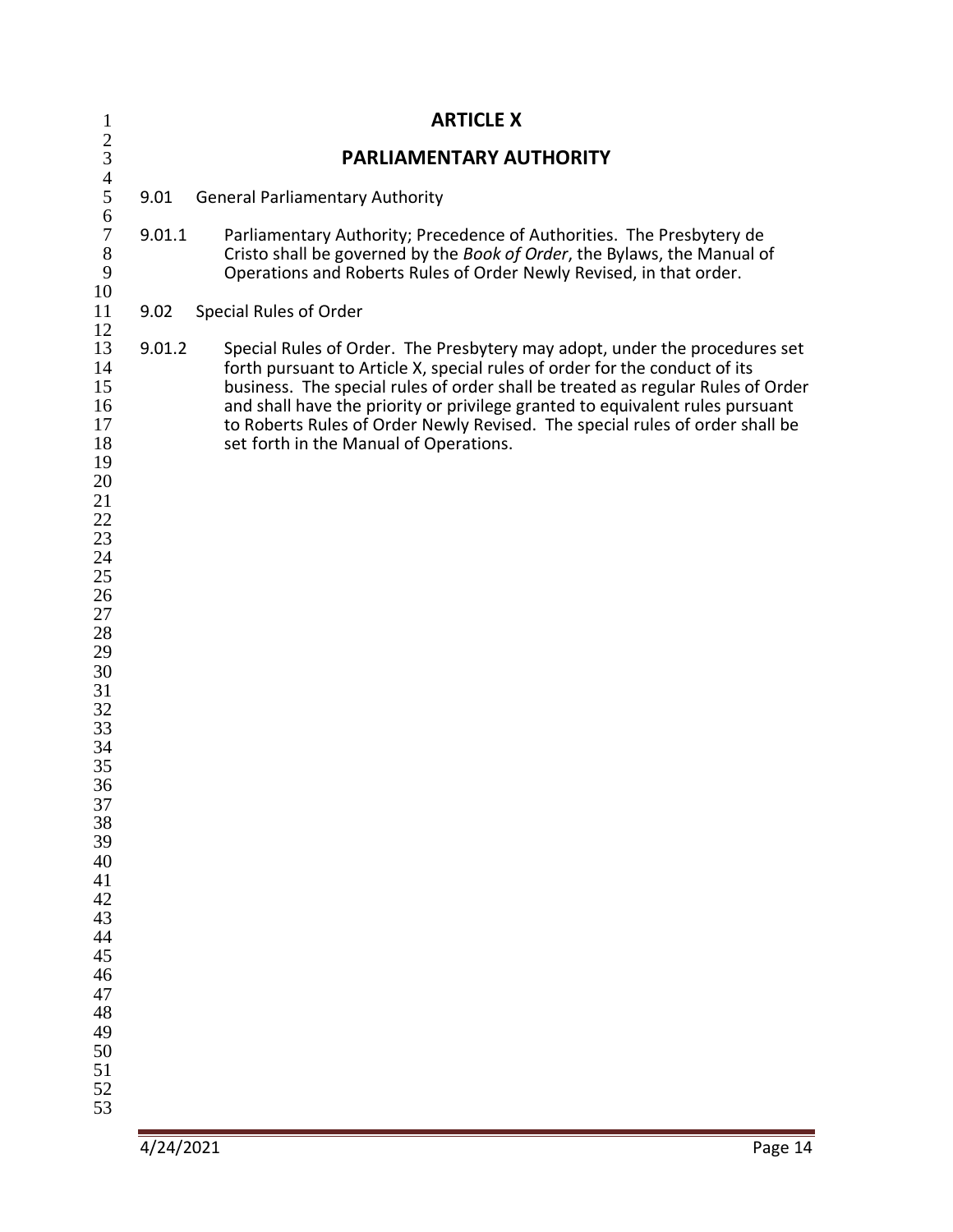# ARTICLE X

# PARLIAMENTARY AUTHORITY

9.01 General Parliamentary Authority

9.01.1 Parliamentary Authority; Precedence of Authorities. The Presbytery de Cristo shall be governed by the *Book of Order*, the Bylaws, the Manual of Operations and Roberts Rules of Order Newly Revised, in that order.

9.02 Special Rules of Order

9.01.2 Special Rules of Order. The Presbytery may adopt, under the procedures set forth pursuant to Article X, special rules of order for the conduct of its business. The special rules of order shall be treated as regular Rules of Order and shall have the priority or privilege granted to equivalent rules pursuant to Roberts Rules of Order Newly Revised. The special rules of order shall be set forth in the Manual of Operations.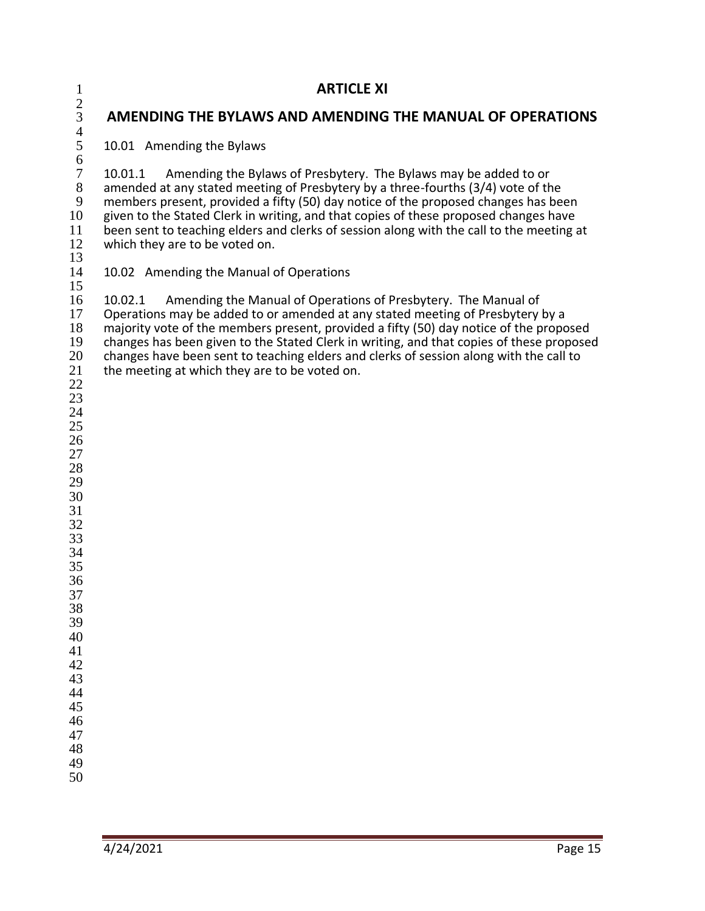# ARTICLE XI

## AMENDING THE BYLAWS AND AMENDING THE MANUAL OF OPERATIONS

10.01 Amending the Bylaws

10.01.1 Amending the Bylaws of Presbytery. The Bylaws may be added to or amended at any stated meeting of Presbytery by a three-fourths (3/4) vote of the members present, provided a fifty (50) day notice of the proposed changes has been given to the Stated Clerk in writing, and that copies of these proposed changes have been sent to teaching elders and clerks of session along with the call to the meeting at which they are to be voted on.

10.02 Amending the Manual of Operations

10.02.1 Amending the Manual of Operations of Presbytery. The Manual of Operations may be added to or amended at any stated meeting of Presbytery by a majority vote of the members present, provided a fifty (50) day notice of the proposed changes has been given to the Stated Clerk in writing, and that copies of these proposed changes have been sent to teaching elders and clerks of session along with the call to the meeting at which they are to be voted on.